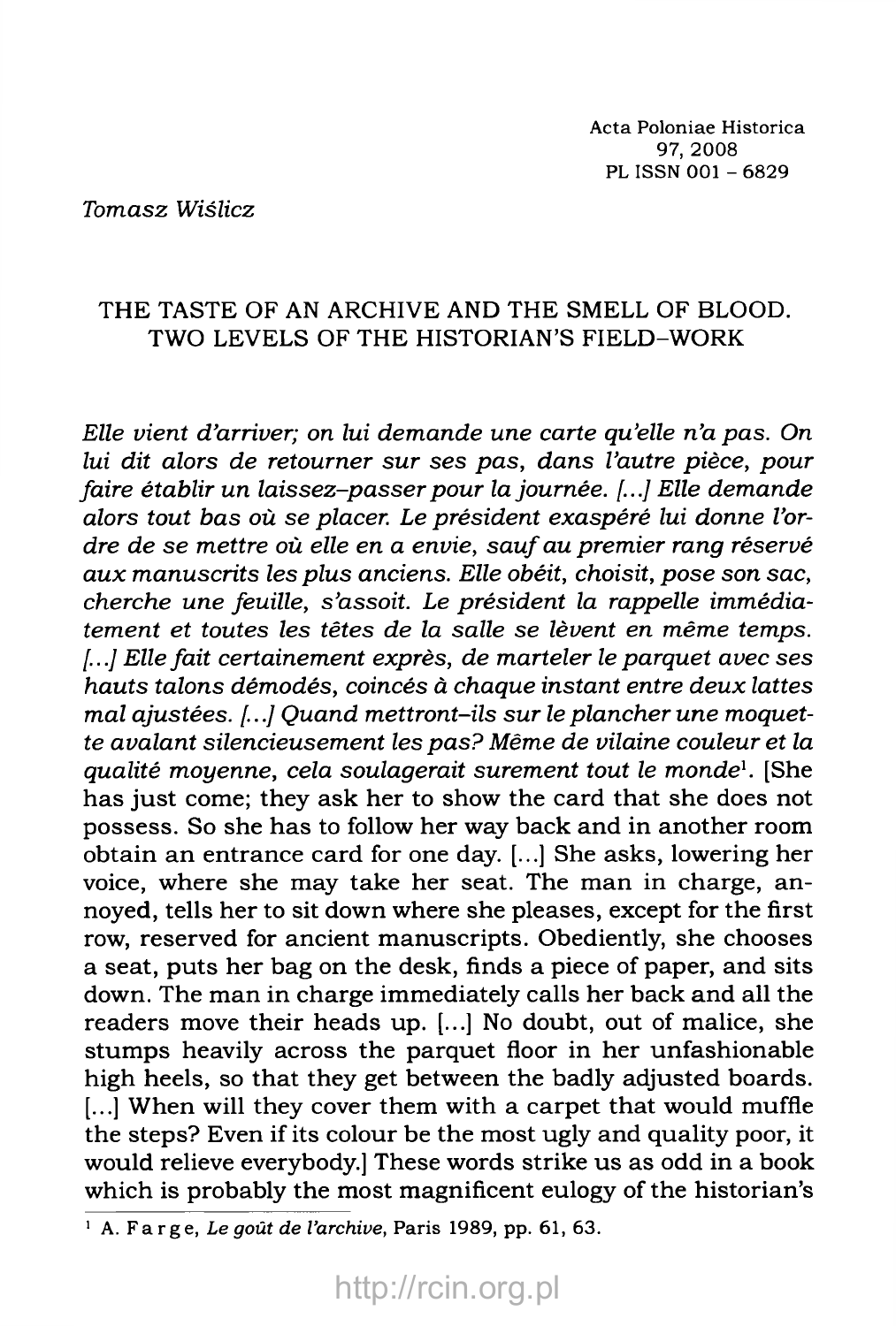*Tomasz Wiślicz*

# THE TASTE OF AN ARCHIVE AND THE SMELL OF BLOOD. TWO LEVELS OF THE HISTORIAN'S FIELD-WORK

*Elle vient d'arriver; on lui demande une carte qu'elle n'a pas. On lui dit alors de retourner sur ses pas, dans l'autre pièce, pour faire établir un laissez-passer pour la journée. [...] Elle demande alors tout bas où se placer. Le président exaspéré lui donne l'ordre de se mettre où elle en a envie, sauf au premier rang réservé aux manuscrits les plus anciens. Elle obéit, choisit, pose son sac, cherche une feuille, s'assoit. Le président la rappelle immédiatement et toutes les têtes de la salle se lèvent en même temps. [...] Elle fait certainement exprès, de marteler le parquet avec ses hauts talons démodés, coincés à chaque instant entre deux lattes mal ajustées. [...] Quand mettront-ils sur le plancher une moquette avalant silencieusement les pas? Même de vilaine couleur et la qualité moyenne, cela soulagerait surement tout le monde*[1]. [She has just come; they ask her to show the card that she does not possess. So she has to follow her way back and in another room obtain an entrance card for one day. [...] She asks, lowering her voice, where she may take her seat. The man in charge, annoyed, tells her to sit down where she pleases, except for the first row, reserved for ancient manuscripts. Obediently, she chooses a seat, puts her bag on the desk, finds a piece of paper, and sits down. The man in charge immediately calls her back and all the readers move their heads up. [...] No doubt, out of malice, she stumps heavily across the parquet floor in her unfashionable high heels, so that they get between the badly adjusted boards. [...] When will they cover them with a carpet that would muffle the steps? Even if its colour be the most ugly and quality poor, it would relieve everybody.] These words strike us as odd in a book which is probably the most magnificent eulogy of the historian's

---

[1] A. Farge, *Le goût de l'archive*, Paris 1989, pp. 61, 63.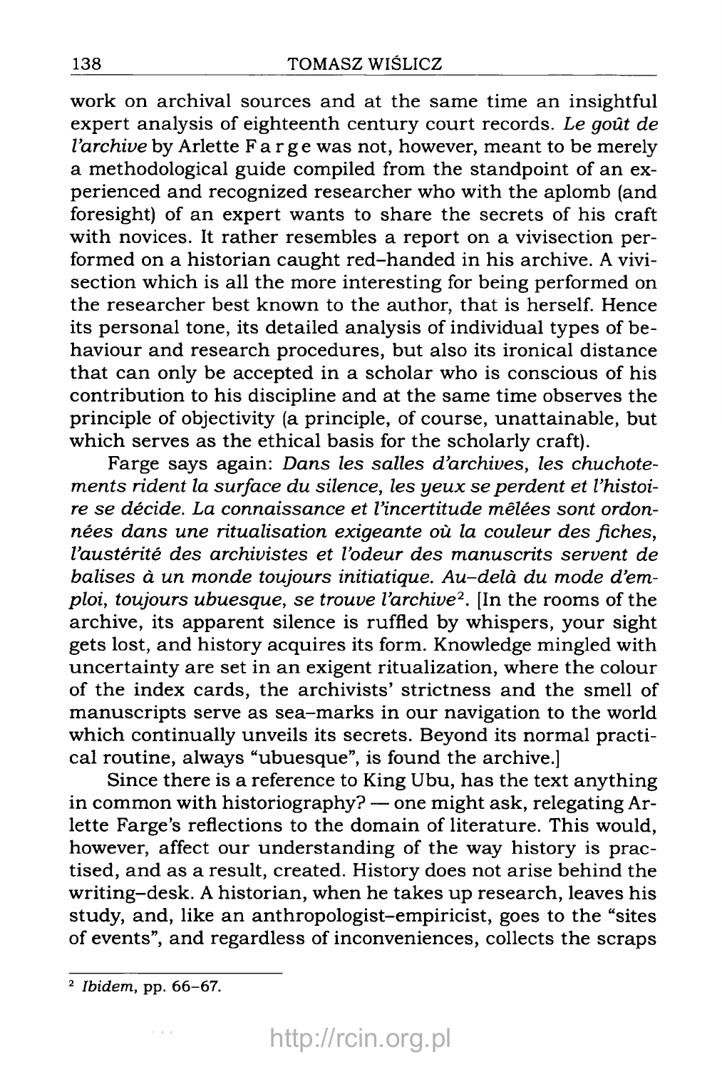work on archival sources and at the same time an insightful expert analysis of eighteenth century court records. *Le goût de l'archive* by Arlette Farge was not, however, meant to be merely a methodological guide compiled from the standpoint of an experienced and recognized researcher who with the aplomb (and foresight) of an expert wants to share the secrets of his craft with novices. It rather resembles a report on a vivisection performed on a historian caught red-handed in his archive. A vivisection which is all the more interesting for being performed on the researcher best known to the author, that is herself. Hence its personal tone, its detailed analysis of individual types of behaviour and research procedures, but also its ironical distance that can only be accepted in a scholar who is conscious of his contribution to his discipline and at the same time observes the principle of objectivity (a principle, of course, unattainable, but which serves as the ethical basis for the scholarly craft).

Farge says again: *Dans les salles d'archives, les chuchotements rident la surface du silence, les yeux se perdent et l'histoire se décide. La connaissance et l'incertitude mêlées sont ordonnées dans une ritualisation exigeante où la couleur des fiches, l'austérité des archivistes et l'odeur des manuscrits servent de balises à un monde toujours initiatique. Au-delà du mode d'emploi, toujours ubuesque, se trouve l'archive*[2]. [In the rooms of the archive, its apparent silence is ruffled by whispers, your sight gets lost, and history acquires its form. Knowledge mingled with uncertainty are set in an exigent ritualization, where the colour of the index cards, the archivists' strictness and the smell of manuscripts serve as sea-marks in our navigation to the world which continually unveils its secrets. Beyond its normal practical routine, always "ubuesque", is found the archive.]

Since there is a reference to King Ubu, has the text anything in common with historiography? — one might ask, relegating Arlette Farge's reflections to the domain of literature. This would, however, affect our understanding of the way history is practised, and as a result, created. History does not arise behind the writing-desk. A historian, when he takes up research, leaves his study, and, like an anthropologist-empiricist, goes to the "sites of events", and regardless of inconveniences, collects the scraps

---

[2] *Ibidem*, pp. 66–67.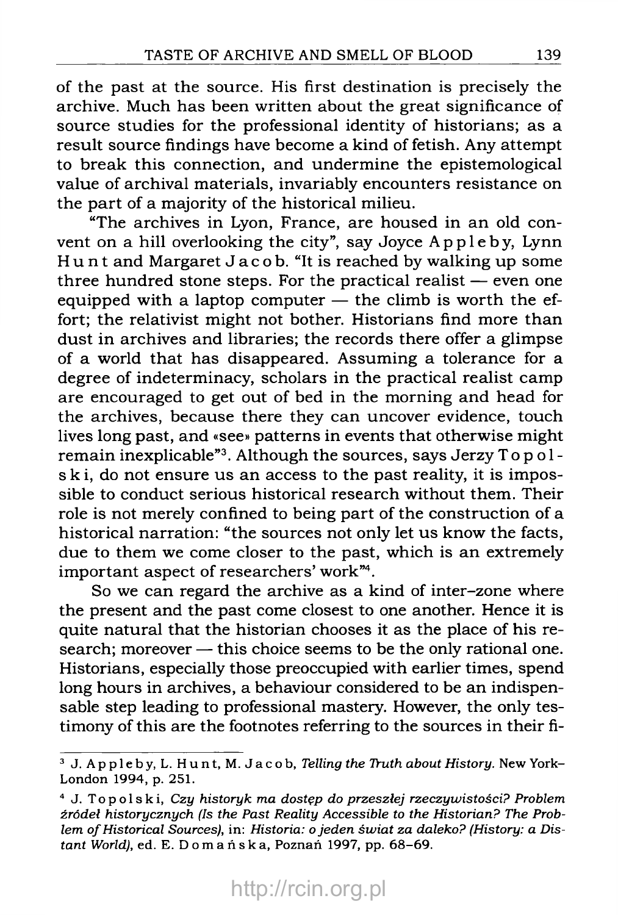of the past at the source. His first destination is precisely the archive. Much has been written about the great significance of source studies for the professional identity of historians; as a result source findings have become a kind of fetish. Any attempt to break this connection, and undermine the epistemological value of archival materials, invariably encounters resistance on the part of a majority of the historical milieu.

"The archives in Lyon, France, are housed in an old convent on a hill overlooking the city", say Joyce Appleby, Lynn Hunt and Margaret Jacob. "It is reached by walking up some three hundred stone steps. For the practical realist — even one equipped with a laptop computer — the climb is worth the effort; the relativist might not bother. Historians find more than dust in archives and libraries; the records there offer a glimpse of a world that has disappeared. Assuming a tolerance for a degree of indeterminacy, scholars in the practical realist camp are encouraged to get out of bed in the morning and head for the archives, because there they can uncover evidence, touch lives long past, and «see» patterns in events that otherwise might remain inexplicable"[3]. Although the sources, says Jerzy Topolski, do not ensure us an access to the past reality, it is impossible to conduct serious historical research without them. Their role is not merely confined to being part of the construction of a historical narration: "the sources not only let us know the facts, due to them we come closer to the past, which is an extremely important aspect of researchers' work"[4].

So we can regard the archive as a kind of inter–zone where the present and the past come closest to one another. Hence it is quite natural that the historian chooses it as the place of his research; moreover — this choice seems to be the only rational one. Historians, especially those preoccupied with earlier times, spend long hours in archives, a behaviour considered to be an indispensable step leading to professional mastery. However, the only testimony of this are the footnotes referring to the sources in their fi-

---

[3] J. Appleby, L. Hunt, M. Jacob, *Telling the Truth about History*. New York–London 1994, p. 251.

[4] J. Topolski, *Czy historyk ma dostęp do przeszłej rzeczywistości? Problem źródeł historycznych (Is the Past Reality Accessible to the Historian? The Problem of Historical Sources)*, in: *Historia: o jeden świat za daleko? (History: a Distant World)*, ed. E. Domańska, Poznań 1997, pp. 68–69.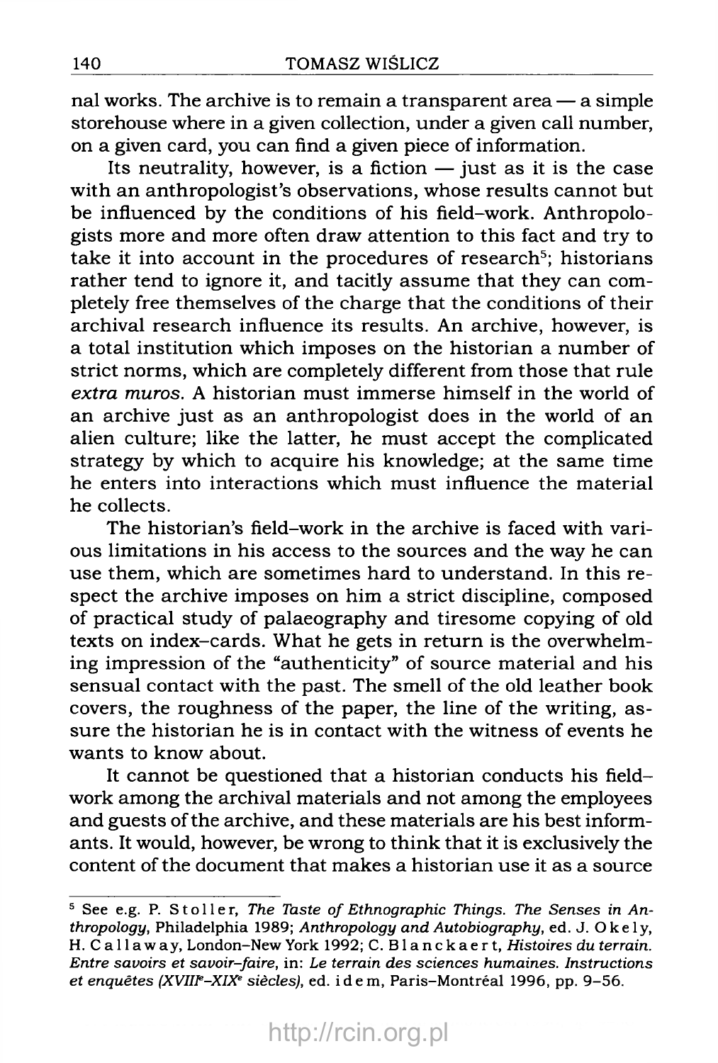nal works. The archive is to remain a transparent area — a simple storehouse where in a given collection, under a given call number, on a given card, you can find a given piece of information.

Its neutrality, however, is a fiction — just as it is the case with an anthropologist's observations, whose results cannot but be influenced by the conditions of his field-work. Anthropologists more and more often draw attention to this fact and try to take it into account in the procedures of research[5]; historians rather tend to ignore it, and tacitly assume that they can completely free themselves of the charge that the conditions of their archival research influence its results. An archive, however, is a total institution which imposes on the historian a number of strict norms, which are completely different from those that rule *extra muros*. A historian must immerse himself in the world of an archive just as an anthropologist does in the world of an alien culture; like the latter, he must accept the complicated strategy by which to acquire his knowledge; at the same time he enters into interactions which must influence the material he collects.

The historian's field-work in the archive is faced with various limitations in his access to the sources and the way he can use them, which are sometimes hard to understand. In this respect the archive imposes on him a strict discipline, composed of practical study of palaeography and tiresome copying of old texts on index-cards. What he gets in return is the overwhelming impression of the "authenticity" of source material and his sensual contact with the past. The smell of the old leather book covers, the roughness of the paper, the line of the writing, assure the historian he is in contact with the witness of events he wants to know about.

It cannot be questioned that a historian conducts his field-work among the archival materials and not among the employees and guests of the archive, and these materials are his best informants. It would, however, be wrong to think that it is exclusively the content of the document that makes a historian use it as a source

---

[5] See e.g. P. Stoller, *The Taste of Ethnographic Things. The Senses in Anthropology*, Philadelphia 1989; *Anthropology and Autobiography*, ed. J. Okely, H. Callaway, London–New York 1992; C. Blanckaert, *Histoires du terrain. Entre savoirs et savoir-faire*, in: *Le terrain des sciences humaines. Instructions et enquêtes (XVIII[e]–XIX[e] siècles)*, ed. idem, Paris–Montréal 1996, pp. 9–56.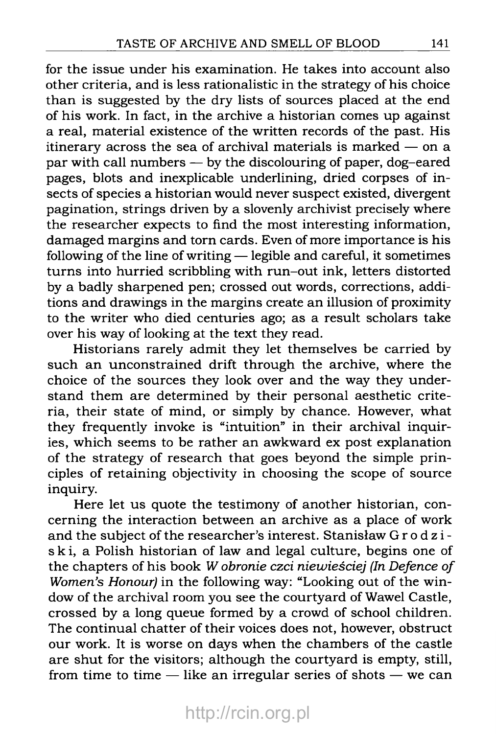for the issue under his examination. He takes into account also other criteria, and is less rationalistic in the strategy of his choice than is suggested by the dry lists of sources placed at the end of his work. In fact, in the archive a historian comes up against a real, material existence of the written records of the past. His itinerary across the sea of archival materials is marked — on a par with call numbers — by the discolouring of paper, dog–eared pages, blots and inexplicable underlining, dried corpses of insects of species a historian would never suspect existed, divergent pagination, strings driven by a slovenly archivist precisely where the researcher expects to find the most interesting information, damaged margins and torn cards. Even of more importance is his following of the line of writing — legible and careful, it sometimes turns into hurried scribbling with run–out ink, letters distorted by a badly sharpened pen; crossed out words, corrections, additions and drawings in the margins create an illusion of proximity to the writer who died centuries ago; as a result scholars take over his way of looking at the text they read.

Historians rarely admit they let themselves be carried by such an unconstrained drift through the archive, where the choice of the sources they look over and the way they understand them are determined by their personal aesthetic criteria, their state of mind, or simply by chance. However, what they frequently invoke is "intuition" in their archival inquiries, which seems to be rather an awkward ex post explanation of the strategy of research that goes beyond the simple principles of retaining objectivity in choosing the scope of source inquiry.

Here let us quote the testimony of another historian, concerning the interaction between an archive as a place of work and the subject of the researcher's interest. Stanisław Grodziski, a Polish historian of law and legal culture, begins one of the chapters of his book *W obronie czci niewieściej (In Defence of Women's Honour)* in the following way: "Looking out of the window of the archival room you see the courtyard of Wawel Castle, crossed by a long queue formed by a crowd of school children. The continual chatter of their voices does not, however, obstruct our work. It is worse on days when the chambers of the castle are shut for the visitors; although the courtyard is empty, still, from time to time — like an irregular series of shots — we can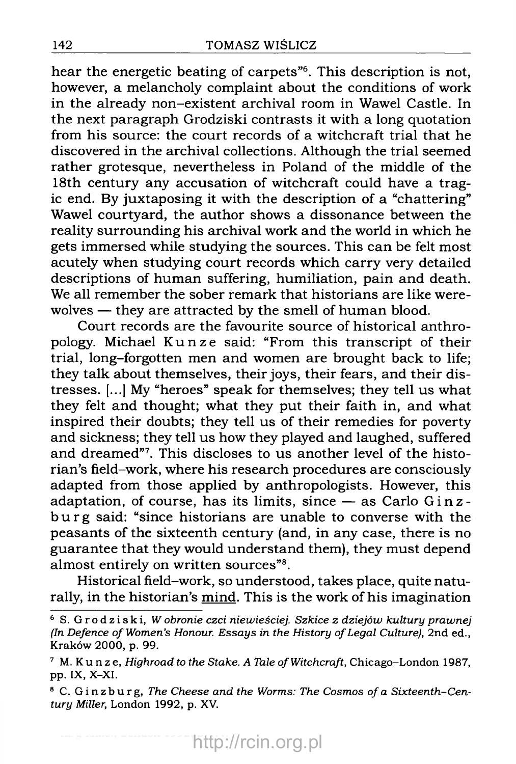hear the energetic beating of carpets"[6]. This description is not, however, a melancholy complaint about the conditions of work in the already non-existent archival room in Wawel Castle. In the next paragraph Grodziski contrasts it with a long quotation from his source: the court records of a witchcraft trial that he discovered in the archival collections. Although the trial seemed rather grotesque, nevertheless in Poland of the middle of the 18th century any accusation of witchcraft could have a tragic end. By juxtaposing it with the description of a "chattering" Wawel courtyard, the author shows a dissonance between the reality surrounding his archival work and the world in which he gets immersed while studying the sources. This can be felt most acutely when studying court records which carry very detailed descriptions of human suffering, humiliation, pain and death. We all remember the sober remark that historians are like werewolves — they are attracted by the smell of human blood.

Court records are the favourite source of historical anthropology. Michael Kunze said: "From this transcript of their trial, long-forgotten men and women are brought back to life; they talk about themselves, their joys, their fears, and their distresses. [...] My "heroes" speak for themselves; they tell us what they felt and thought; what they put their faith in, and what inspired their doubts; they tell us of their remedies for poverty and sickness; they tell us how they played and laughed, suffered and dreamed"[7]. This discloses to us another level of the historian's field-work, where his research procedures are consciously adapted from those applied by anthropologists. However, this adaptation, of course, has its limits, since — as Carlo Ginzburg said: "since historians are unable to converse with the peasants of the sixteenth century (and, in any case, there is no guarantee that they would understand them), they must depend almost entirely on written sources"[8].

Historical field-work, so understood, takes place, quite naturally, in the historian's mind. This is the work of his imagination

---

[6] S. Grodziski, *W obronie czci niewieściej. Szkice z dziejów kultury prawnej (In Defence of Women's Honour. Essays in the History of Legal Culture)*, 2nd ed., Kraków 2000, p. 99.

[7] M. Kunze, *Highroad to the Stake. A Tale of Witchcraft*, Chicago–London 1987, pp. IX, X–XI.

[8] C. Ginzburg, *The Cheese and the Worms: The Cosmos of a Sixteenth-Century Miller*, London 1992, p. XV.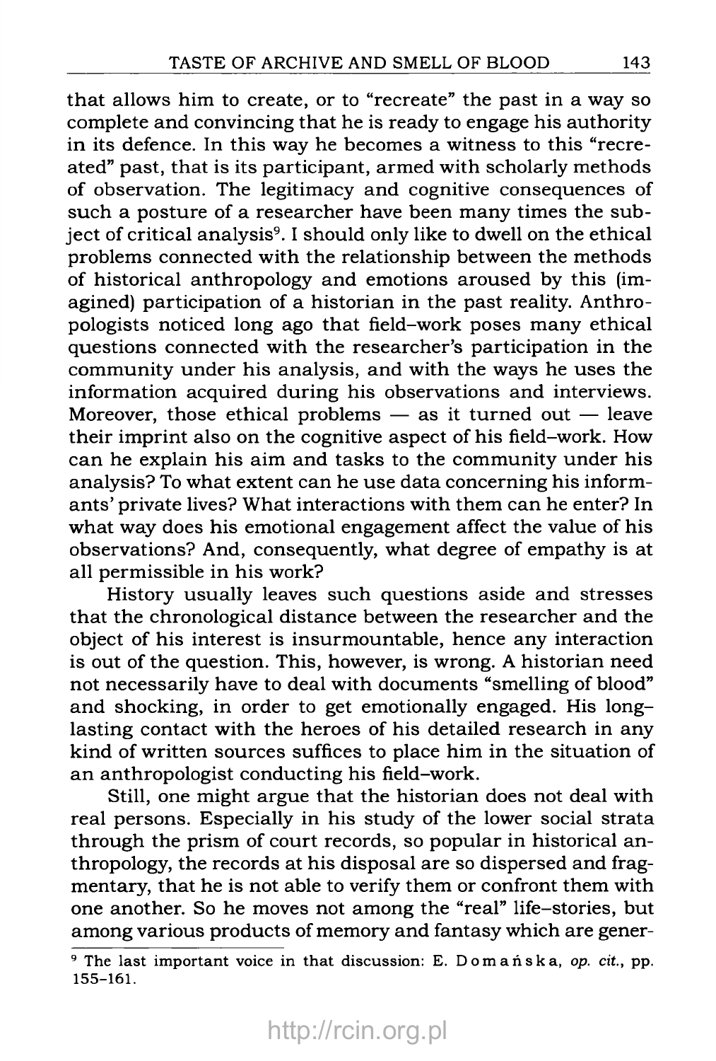that allows him to create, or to "recreate" the past in a way so complete and convincing that he is ready to engage his authority in its defence. In this way he becomes a witness to this "recreated" past, that is its participant, armed with scholarly methods of observation. The legitimacy and cognitive consequences of such a posture of a researcher have been many times the subject of critical analysis[9]. I should only like to dwell on the ethical problems connected with the relationship between the methods of historical anthropology and emotions aroused by this (imagined) participation of a historian in the past reality. Anthropologists noticed long ago that field–work poses many ethical questions connected with the researcher's participation in the community under his analysis, and with the ways he uses the information acquired during his observations and interviews. Moreover, those ethical problems — as it turned out — leave their imprint also on the cognitive aspect of his field–work. How can he explain his aim and tasks to the community under his analysis? To what extent can he use data concerning his informants' private lives? What interactions with them can he enter? In what way does his emotional engagement affect the value of his observations? And, consequently, what degree of empathy is at all permissible in his work?

History usually leaves such questions aside and stresses that the chronological distance between the researcher and the object of his interest is insurmountable, hence any interaction is out of the question. This, however, is wrong. A historian need not necessarily have to deal with documents "smelling of blood" and shocking, in order to get emotionally engaged. His long–lasting contact with the heroes of his detailed research in any kind of written sources suffices to place him in the situation of an anthropologist conducting his field–work.

Still, one might argue that the historian does not deal with real persons. Especially in his study of the lower social strata through the prism of court records, so popular in historical anthropology, the records at his disposal are so dispersed and fragmentary, that he is not able to verify them or confront them with one another. So he moves not among the "real" life–stories, but among various products of memory and fantasy which are gener-

[9] The last important voice in that discussion: E. Domańska, *op. cit.*, pp. 155–161.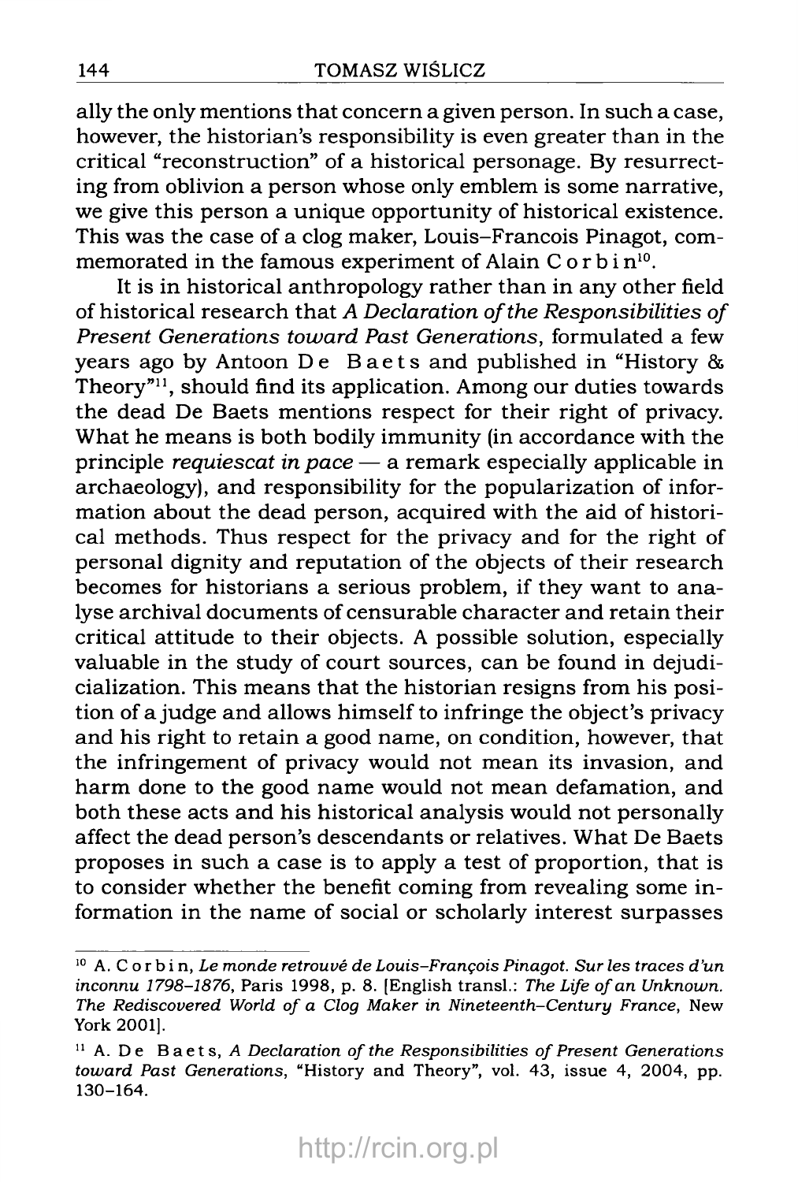ally the only mentions that concern a given person. In such a case, however, the historian's responsibility is even greater than in the critical "reconstruction" of a historical personage. By resurrecting from oblivion a person whose only emblem is some narrative, we give this person a unique opportunity of historical existence. This was the case of a clog maker, Louis–Francois Pinagot, commemorated in the famous experiment of Alain Corbin[10].

It is in historical anthropology rather than in any other field of historical research that *A Declaration of the Responsibilities of Present Generations toward Past Generations*, formulated a few years ago by Antoon De Baets and published in "History & Theory"[11], should find its application. Among our duties towards the dead De Baets mentions respect for their right of privacy. What he means is both bodily immunity (in accordance with the principle *requiescat in pace* — a remark especially applicable in archaeology), and responsibility for the popularization of information about the dead person, acquired with the aid of historical methods. Thus respect for the privacy and for the right of personal dignity and reputation of the objects of their research becomes for historians a serious problem, if they want to analyse archival documents of censurable character and retain their critical attitude to their objects. A possible solution, especially valuable in the study of court sources, can be found in dejudicialization. This means that the historian resigns from his position of a judge and allows himself to infringe the object's privacy and his right to retain a good name, on condition, however, that the infringement of privacy would not mean its invasion, and harm done to the good name would not mean defamation, and both these acts and his historical analysis would not personally affect the dead person's descendants or relatives. What De Baets proposes in such a case is to apply a test of proportion, that is to consider whether the benefit coming from revealing some information in the name of social or scholarly interest surpasses

---

[10] A. Corbin, *Le monde retrouvé de Louis–François Pinagot. Sur les traces d'un inconnu 1798–1876*, Paris 1998, p. 8. [English transl.: *The Life of an Unknown. The Rediscovered World of a Clog Maker in Nineteenth–Century France*, New York 2001].

[11] A. De Baets, *A Declaration of the Responsibilities of Present Generations toward Past Generations*, "History and Theory", vol. 43, issue 4, 2004, pp. 130–164.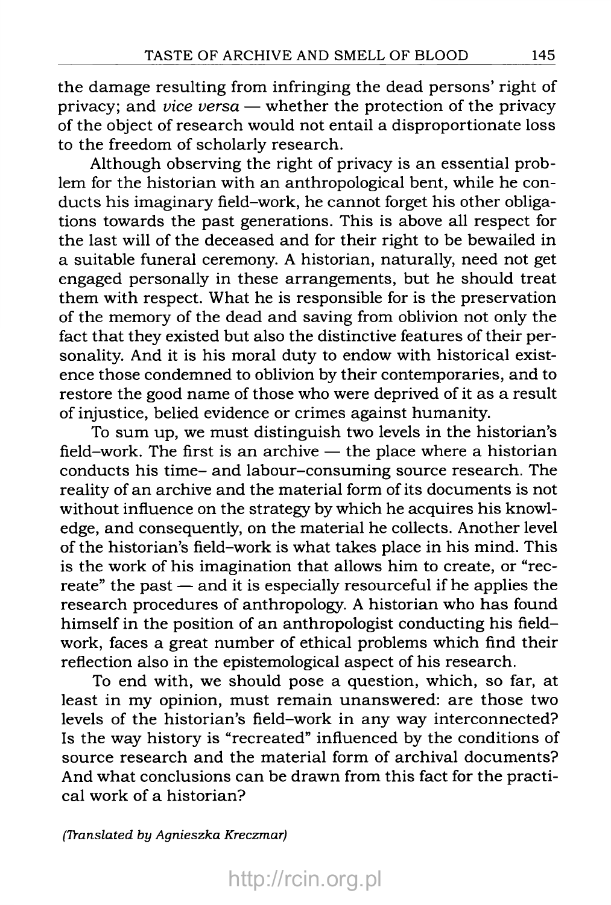the damage resulting from infringing the dead persons' right of privacy; and *vice versa* — whether the protection of the privacy of the object of research would not entail a disproportionate loss to the freedom of scholarly research.

Although observing the right of privacy is an essential problem for the historian with an anthropological bent, while he conducts his imaginary field–work, he cannot forget his other obligations towards the past generations. This is above all respect for the last will of the deceased and for their right to be bewailed in a suitable funeral ceremony. A historian, naturally, need not get engaged personally in these arrangements, but he should treat them with respect. What he is responsible for is the preservation of the memory of the dead and saving from oblivion not only the fact that they existed but also the distinctive features of their personality. And it is his moral duty to endow with historical existence those condemned to oblivion by their contemporaries, and to restore the good name of those who were deprived of it as a result of injustice, belied evidence or crimes against humanity.

To sum up, we must distinguish two levels in the historian's field–work. The first is an archive — the place where a historian conducts his time– and labour–consuming source research. The reality of an archive and the material form of its documents is not without influence on the strategy by which he acquires his knowledge, and consequently, on the material he collects. Another level of the historian's field–work is what takes place in his mind. This is the work of his imagination that allows him to create, or "recreate" the past — and it is especially resourceful if he applies the research procedures of anthropology. A historian who has found himself in the position of an anthropologist conducting his field–work, faces a great number of ethical problems which find their reflection also in the epistemological aspect of his research.

To end with, we should pose a question, which, so far, at least in my opinion, must remain unanswered: are those two levels of the historian's field–work in any way interconnected? Is the way history is "recreated" influenced by the conditions of source research and the material form of archival documents? And what conclusions can be drawn from this fact for the practical work of a historian?

*(Translated by Agnieszka Kreczmar)*